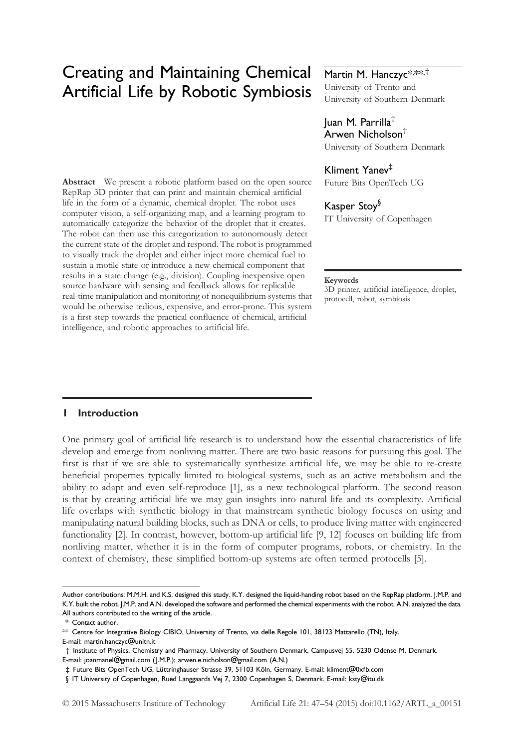# Creating and Maintaining Chemical Artificial Life by Robotic Symbiosis

**Martin M. Hanczyc**[\*,\*\*,†]
University of Trento and
University of Southern Denmark

**Juan M. Parrilla**[†]
**Arwen Nicholson**[†]
University of Southern Denmark

**Kliment Yanev**[‡]
Future Bits OpenTech UG

**Kasper Stoy**[§]
IT University of Copenhagen

**Abstract** We present a robotic platform based on the open source RepRap 3D printer that can print and maintain chemical artificial life in the form of a dynamic, chemical droplet. The robot uses computer vision, a self-organizing map, and a learning program to automatically categorize the behavior of the droplet that it creates. The robot can then use this categorization to autonomously detect the current state of the droplet and respond. The robot is programmed to visually track the droplet and either inject more chemical fuel to sustain a motile state or introduce a new chemical component that results in a state change (e.g., division). Coupling inexpensive open source hardware with sensing and feedback allows for replicable real-time manipulation and monitoring of nonequilibrium systems that would be otherwise tedious, expensive, and error-prone. This system is a first step towards the practical confluence of chemical, artificial intelligence, and robotic approaches to artificial life.

**Keywords**
3D printer, artificial intelligence, droplet, protocell, robot, symbiosis

## 1 Introduction

One primary goal of artificial life research is to understand how the essential characteristics of life develop and emerge from nonliving matter. There are two basic reasons for pursuing this goal. The first is that if we are able to systematically synthesize artificial life, we may be able to re-create beneficial properties typically limited to biological systems, such as an active metabolism and the ability to adapt and even self-reproduce [1], as a new technological platform. The second reason is that by creating artificial life we may gain insights into natural life and its complexity. Artificial life overlaps with synthetic biology in that mainstream synthetic biology focuses on using and manipulating natural building blocks, such as DNA or cells, to produce living matter with engineered functionality [2]. In contrast, however, bottom-up artificial life [9, 12] focuses on building life from nonliving matter, whether it is in the form of computer programs, robots, or chemistry. In the context of chemistry, these simplified bottom-up systems are often termed protocells [5].

---

Author contributions: M.M.H. and K.S. designed this study. K.Y. designed the liquid-handing robot based on the RepRap platform. J.M.P. and K.Y. built the robot. J.M.P. and A.N. developed the software and performed the chemical experiments with the robot. A.N. analyzed the data. All authors contributed to the writing of the article.

\* Contact author.

\*\* Centre for Integrative Biology CIBIO, University of Trento, via delle Regole 101, 38123 Mattarello (TN), Italy.
E-mail: martin.hanczyc@unitn.it

† Institute of Physics, Chemistry and Pharmacy, University of Southern Denmark, Campusvej 55, 5230 Odense M, Denmark.
E-mail: joanmanel@gmail.com (J.M.P.); arwen.e.nicholson@gmail.com (A.N.)

‡ Future Bits OpenTech UG, Lüttringhauser Strasse 39, 51103 Köln, Germany. E-mail: kliment@0xfb.com

§ IT University of Copenhagen, Rued Langgaards Vej 7, 2300 Copenhagen S, Denmark. E-mail: ksty@itu.dk

© 2015 Massachusetts Institute of Technology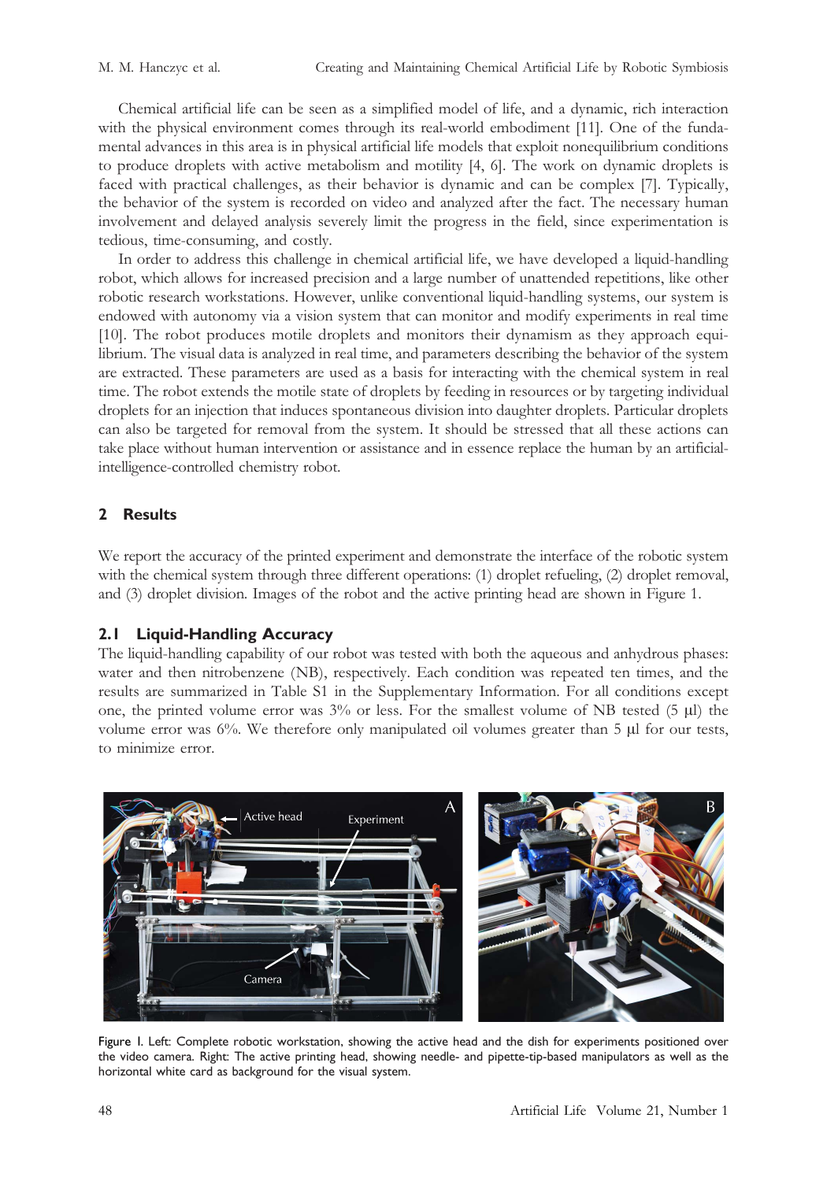Chemical artificial life can be seen as a simplified model of life, and a dynamic, rich interaction with the physical environment comes through its real-world embodiment [11]. One of the fundamental advances in this area is in physical artificial life models that exploit nonequilibrium conditions to produce droplets with active metabolism and motility [4, 6]. The work on dynamic droplets is faced with practical challenges, as their behavior is dynamic and can be complex [7]. Typically, the behavior of the system is recorded on video and analyzed after the fact. The necessary human involvement and delayed analysis severely limit the progress in the field, since experimentation is tedious, time-consuming, and costly.

In order to address this challenge in chemical artificial life, we have developed a liquid-handling robot, which allows for increased precision and a large number of unattended repetitions, like other robotic research workstations. However, unlike conventional liquid-handling systems, our system is endowed with autonomy via a vision system that can monitor and modify experiments in real time [10]. The robot produces motile droplets and monitors their dynamism as they approach equilibrium. The visual data is analyzed in real time, and parameters describing the behavior of the system are extracted. These parameters are used as a basis for interacting with the chemical system in real time. The robot extends the motile state of droplets by feeding in resources or by targeting individual droplets for an injection that induces spontaneous division into daughter droplets. Particular droplets can also be targeted for removal from the system. It should be stressed that all these actions can take place without human intervention or assistance and in essence replace the human by an artificial-intelligence-controlled chemistry robot.

## 2 Results

We report the accuracy of the printed experiment and demonstrate the interface of the robotic system with the chemical system through three different operations: (1) droplet refueling, (2) droplet removal, and (3) droplet division. Images of the robot and the active printing head are shown in Figure 1.

### 2.1 Liquid-Handling Accuracy

The liquid-handling capability of our robot was tested with both the aqueous and anhydrous phases: water and then nitrobenzene (NB), respectively. Each condition was repeated ten times, and the results are summarized in Table S1 in the Supplementary Information. For all conditions except one, the printed volume error was 3% or less. For the smallest volume of NB tested (5 μl) the volume error was 6%. We therefore only manipulated oil volumes greater than 5 μl for our tests, to minimize error.

Figure 1. Left: Complete robotic workstation, showing the active head and the dish for experiments positioned over the video camera. Right: The active printing head, showing needle- and pipette-tip-based manipulators as well as the horizontal white card as background for the visual system.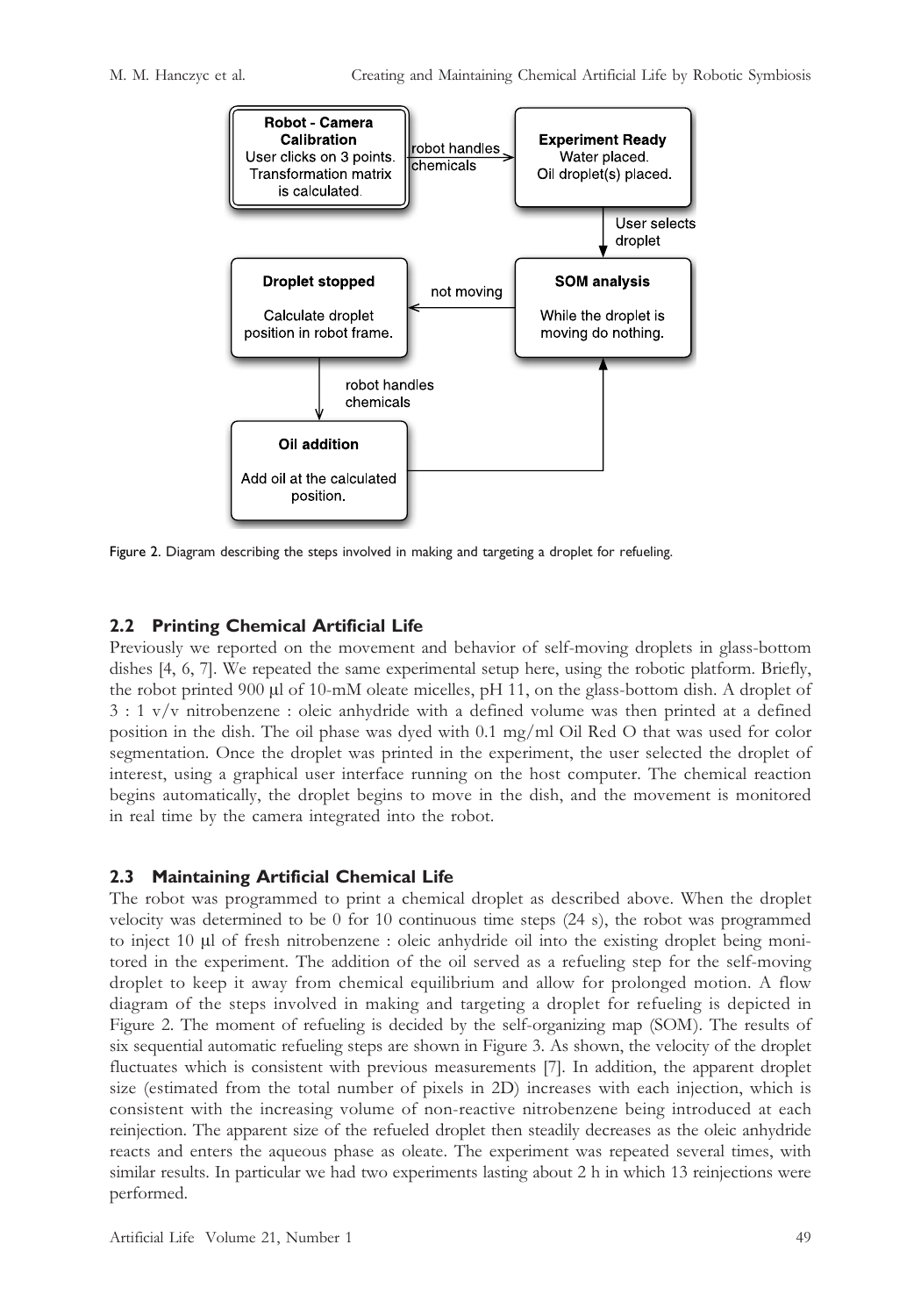Figure 2. Diagram describing the steps involved in making and targeting a droplet for refueling.

## 2.2 Printing Chemical Artificial Life

Previously we reported on the movement and behavior of self-moving droplets in glass-bottom dishes [4, 6, 7]. We repeated the same experimental setup here, using the robotic platform. Briefly, the robot printed 900 μl of 10-mM oleate micelles, pH 11, on the glass-bottom dish. A droplet of 3 : 1 v/v nitrobenzene : oleic anhydride with a defined volume was then printed at a defined position in the dish. The oil phase was dyed with 0.1 mg/ml Oil Red O that was used for color segmentation. Once the droplet was printed in the experiment, the user selected the droplet of interest, using a graphical user interface running on the host computer. The chemical reaction begins automatically, the droplet begins to move in the dish, and the movement is monitored in real time by the camera integrated into the robot.

## 2.3 Maintaining Artificial Chemical Life

The robot was programmed to print a chemical droplet as described above. When the droplet velocity was determined to be 0 for 10 continuous time steps (24 s), the robot was programmed to inject 10 μl of fresh nitrobenzene : oleic anhydride oil into the existing droplet being monitored in the experiment. The addition of the oil served as a refueling step for the self-moving droplet to keep it away from chemical equilibrium and allow for prolonged motion. A flow diagram of the steps involved in making and targeting a droplet for refueling is depicted in Figure 2. The moment of refueling is decided by the self-organizing map (SOM). The results of six sequential automatic refueling steps are shown in Figure 3. As shown, the velocity of the droplet fluctuates which is consistent with previous measurements [7]. In addition, the apparent droplet size (estimated from the total number of pixels in 2D) increases with each injection, which is consistent with the increasing volume of non-reactive nitrobenzene being introduced at each reinjection. The apparent size of the refueled droplet then steadily decreases as the oleic anhydride reacts and enters the aqueous phase as oleate. The experiment was repeated several times, with similar results. In particular we had two experiments lasting about 2 h in which 13 reinjections were performed.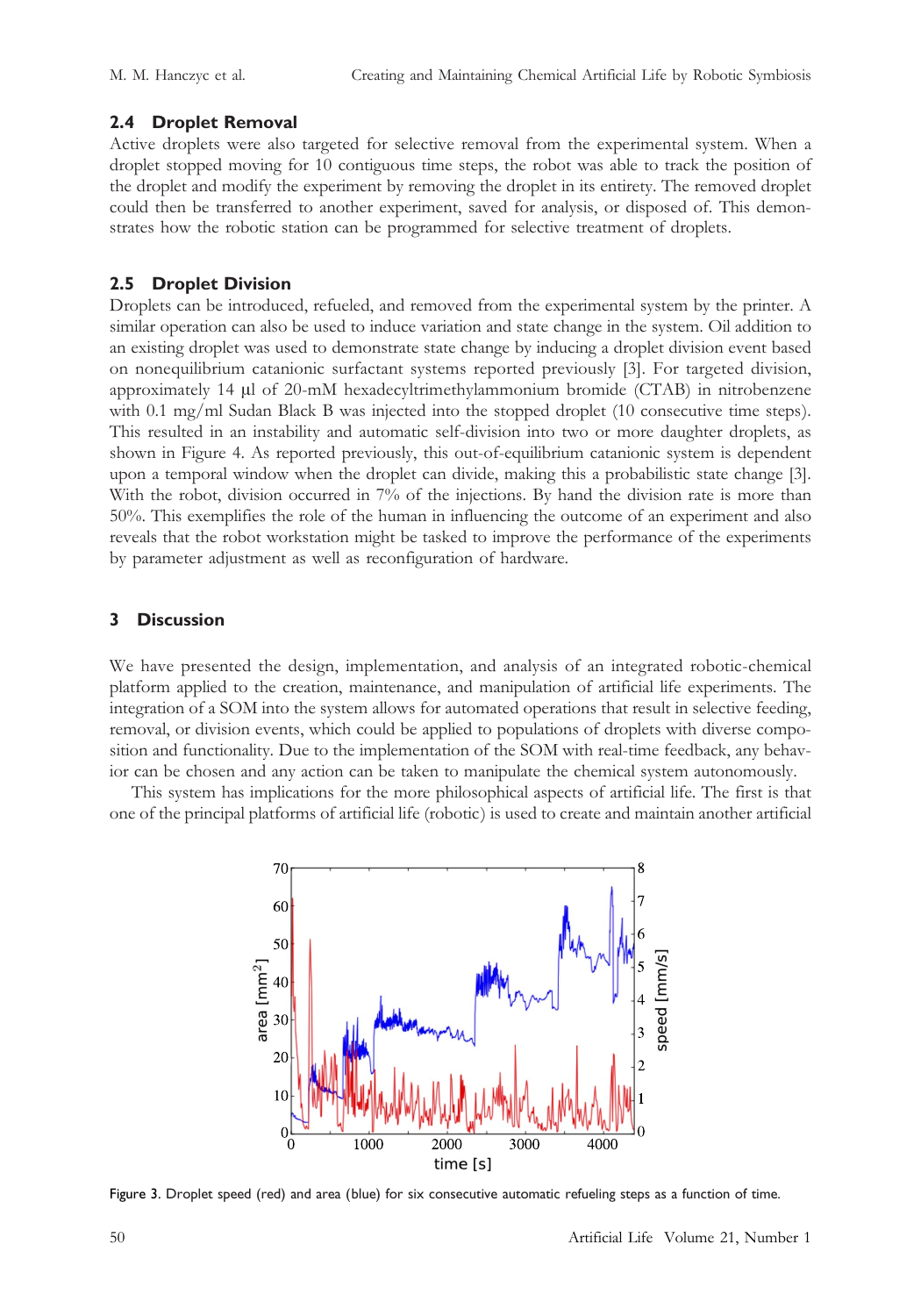## 2.4 Droplet Removal

Active droplets were also targeted for selective removal from the experimental system. When a droplet stopped moving for 10 contiguous time steps, the robot was able to track the position of the droplet and modify the experiment by removing the droplet in its entirety. The removed droplet could then be transferred to another experiment, saved for analysis, or disposed of. This demonstrates how the robotic station can be programmed for selective treatment of droplets.

## 2.5 Droplet Division

Droplets can be introduced, refueled, and removed from the experimental system by the printer. A similar operation can also be used to induce variation and state change in the system. Oil addition to an existing droplet was used to demonstrate state change by inducing a droplet division event based on nonequilibrium catanionic surfactant systems reported previously [3]. For targeted division, approximately 14 μl of 20-mM hexadecyltrimethylammonium bromide (CTAB) in nitrobenzene with 0.1 mg/ml Sudan Black B was injected into the stopped droplet (10 consecutive time steps). This resulted in an instability and automatic self-division into two or more daughter droplets, as shown in Figure 4. As reported previously, this out-of-equilibrium catanionic system is dependent upon a temporal window when the droplet can divide, making this a probabilistic state change [3]. With the robot, division occurred in 7% of the injections. By hand the division rate is more than 50%. This exemplifies the role of the human in influencing the outcome of an experiment and also reveals that the robot workstation might be tasked to improve the performance of the experiments by parameter adjustment as well as reconfiguration of hardware.

# 3 Discussion

We have presented the design, implementation, and analysis of an integrated robotic-chemical platform applied to the creation, maintenance, and manipulation of artificial life experiments. The integration of a SOM into the system allows for automated operations that result in selective feeding, removal, or division events, which could be applied to populations of droplets with diverse composition and functionality. Due to the implementation of the SOM with real-time feedback, any behavior can be chosen and any action can be taken to manipulate the chemical system autonomously.

This system has implications for the more philosophical aspects of artificial life. The first is that one of the principal platforms of artificial life (robotic) is used to create and maintain another artificial

Figure 3. Droplet speed (red) and area (blue) for six consecutive automatic refueling steps as a function of time.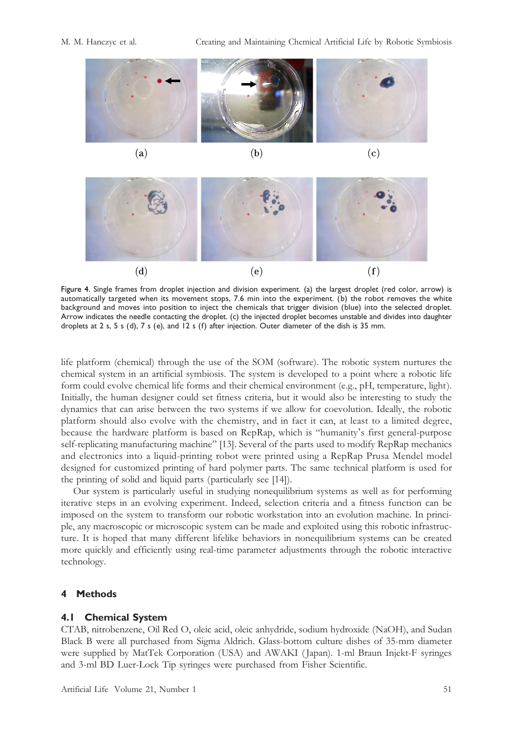Figure 4. Single frames from droplet injection and division experiment. (a) the largest droplet (red color, arrow) is automatically targeted when its movement stops, 7.6 min into the experiment. (b) the robot removes the white background and moves into position to inject the chemicals that trigger division (blue) into the selected droplet. Arrow indicates the needle contacting the droplet. (c) the injected droplet becomes unstable and divides into daughter droplets at 2 s, 5 s (d), 7 s (e), and 12 s (f) after injection. Outer diameter of the dish is 35 mm.

life platform (chemical) through the use of the SOM (software). The robotic system nurtures the chemical system in an artificial symbiosis. The system is developed to a point where a robotic life form could evolve chemical life forms and their chemical environment (e.g., pH, temperature, light). Initially, the human designer could set fitness criteria, but it would also be interesting to study the dynamics that can arise between the two systems if we allow for coevolution. Ideally, the robotic platform should also evolve with the chemistry, and in fact it can, at least to a limited degree, because the hardware platform is based on RepRap, which is "humanity's first general-purpose self-replicating manufacturing machine" [13]. Several of the parts used to modify RepRap mechanics and electronics into a liquid-printing robot were printed using a RepRap Prusa Mendel model designed for customized printing of hard polymer parts. The same technical platform is used for the printing of solid and liquid parts (particularly see [14]).

Our system is particularly useful in studying nonequilibrium systems as well as for performing iterative steps in an evolving experiment. Indeed, selection criteria and a fitness function can be imposed on the system to transform our robotic workstation into an evolution machine. In principle, any macroscopic or microscopic system can be made and exploited using this robotic infrastructure. It is hoped that many different lifelike behaviors in nonequilibrium systems can be created more quickly and efficiently using real-time parameter adjustments through the robotic interactive technology.

## 4 Methods

### 4.1 Chemical System

CTAB, nitrobenzene, Oil Red O, oleic acid, oleic anhydride, sodium hydroxide (NaOH), and Sudan Black B were all purchased from Sigma Aldrich. Glass-bottom culture dishes of 35-mm diameter were supplied by MatTek Corporation (USA) and AWAKI (Japan). 1-ml Braun Injekt-F syringes and 3-ml BD Luer-Lock Tip syringes were purchased from Fisher Scientific.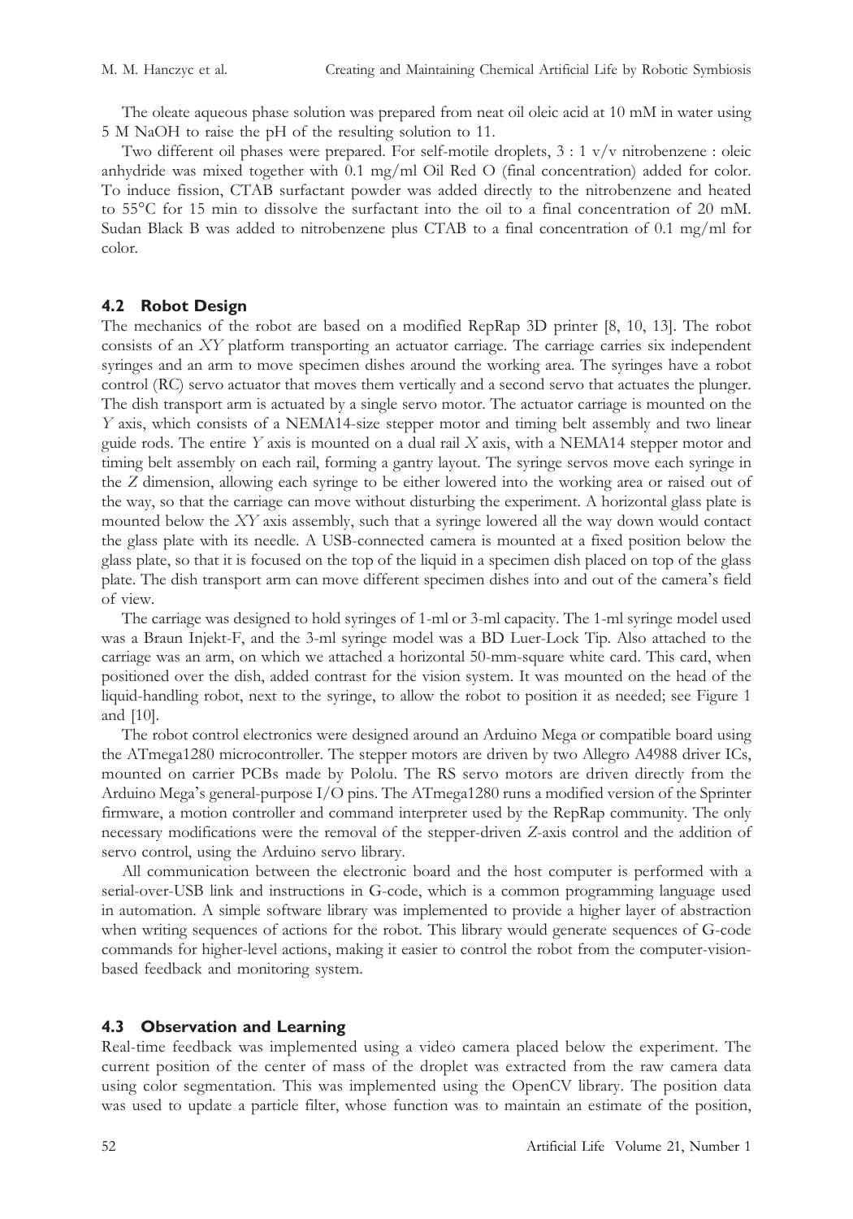The oleate aqueous phase solution was prepared from neat oil oleic acid at 10 mM in water using 5 M NaOH to raise the pH of the resulting solution to 11.

Two different oil phases were prepared. For self-motile droplets, 3 : 1 v/v nitrobenzene : oleic anhydride was mixed together with 0.1 mg/ml Oil Red O (final concentration) added for color. To induce fission, CTAB surfactant powder was added directly to the nitrobenzene and heated to 55°C for 15 min to dissolve the surfactant into the oil to a final concentration of 20 mM. Sudan Black B was added to nitrobenzene plus CTAB to a final concentration of 0.1 mg/ml for color.

### 4.2 Robot Design

The mechanics of the robot are based on a modified RepRap 3D printer [8, 10, 13]. The robot consists of an *XY* platform transporting an actuator carriage. The carriage carries six independent syringes and an arm to move specimen dishes around the working area. The syringes have a robot control (RC) servo actuator that moves them vertically and a second servo that actuates the plunger. The dish transport arm is actuated by a single servo motor. The actuator carriage is mounted on the *Y* axis, which consists of a NEMA14-size stepper motor and timing belt assembly and two linear guide rods. The entire *Y* axis is mounted on a dual rail *X* axis, with a NEMA14 stepper motor and timing belt assembly on each rail, forming a gantry layout. The syringe servos move each syringe in the *Z* dimension, allowing each syringe to be either lowered into the working area or raised out of the way, so that the carriage can move without disturbing the experiment. A horizontal glass plate is mounted below the *XY* axis assembly, such that a syringe lowered all the way down would contact the glass plate with its needle. A USB-connected camera is mounted at a fixed position below the glass plate, so that it is focused on the top of the liquid in a specimen dish placed on top of the glass plate. The dish transport arm can move different specimen dishes into and out of the camera's field of view.

The carriage was designed to hold syringes of 1-ml or 3-ml capacity. The 1-ml syringe model used was a Braun Injekt-F, and the 3-ml syringe model was a BD Luer-Lock Tip. Also attached to the carriage was an arm, on which we attached a horizontal 50-mm-square white card. This card, when positioned over the dish, added contrast for the vision system. It was mounted on the head of the liquid-handling robot, next to the syringe, to allow the robot to position it as needed; see Figure 1 and [10].

The robot control electronics were designed around an Arduino Mega or compatible board using the ATmega1280 microcontroller. The stepper motors are driven by two Allegro A4988 driver ICs, mounted on carrier PCBs made by Pololu. The RS servo motors are driven directly from the Arduino Mega's general-purpose I/O pins. The ATmega1280 runs a modified version of the Sprinter firmware, a motion controller and command interpreter used by the RepRap community. The only necessary modifications were the removal of the stepper-driven *Z*-axis control and the addition of servo control, using the Arduino servo library.

All communication between the electronic board and the host computer is performed with a serial-over-USB link and instructions in G-code, which is a common programming language used in automation. A simple software library was implemented to provide a higher layer of abstraction when writing sequences of actions for the robot. This library would generate sequences of G-code commands for higher-level actions, making it easier to control the robot from the computer-vision-based feedback and monitoring system.

### 4.3 Observation and Learning

Real-time feedback was implemented using a video camera placed below the experiment. The current position of the center of mass of the droplet was extracted from the raw camera data using color segmentation. This was implemented using the OpenCV library. The position data was used to update a particle filter, whose function was to maintain an estimate of the position,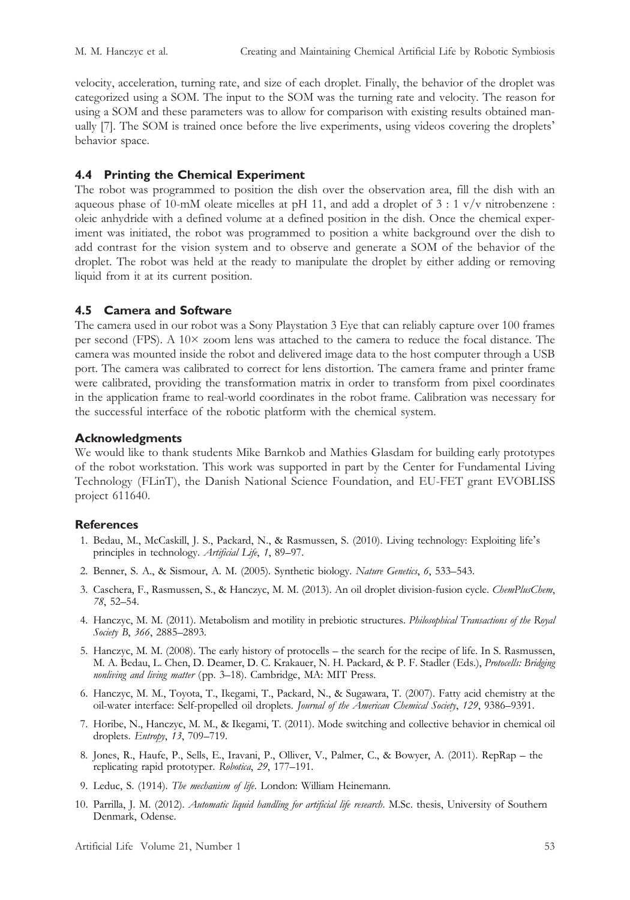velocity, acceleration, turning rate, and size of each droplet. Finally, the behavior of the droplet was categorized using a SOM. The input to the SOM was the turning rate and velocity. The reason for using a SOM and these parameters was to allow for comparison with existing results obtained manually [7]. The SOM is trained once before the live experiments, using videos covering the droplets' behavior space.

### 4.4 Printing the Chemical Experiment

The robot was programmed to position the dish over the observation area, fill the dish with an aqueous phase of 10-mM oleate micelles at pH 11, and add a droplet of 3 : 1 v/v nitrobenzene : oleic anhydride with a defined volume at a defined position in the dish. Once the chemical experiment was initiated, the robot was programmed to position a white background over the dish to add contrast for the vision system and to observe and generate a SOM of the behavior of the droplet. The robot was held at the ready to manipulate the droplet by either adding or removing liquid from it at its current position.

### 4.5 Camera and Software

The camera used in our robot was a Sony Playstation 3 Eye that can reliably capture over 100 frames per second (FPS). A 10× zoom lens was attached to the camera to reduce the focal distance. The camera was mounted inside the robot and delivered image data to the host computer through a USB port. The camera was calibrated to correct for lens distortion. The camera frame and printer frame were calibrated, providing the transformation matrix in order to transform from pixel coordinates in the application frame to real-world coordinates in the robot frame. Calibration was necessary for the successful interface of the robotic platform with the chemical system.

### Acknowledgments

We would like to thank students Mike Barnkob and Mathies Glasdam for building early prototypes of the robot workstation. This work was supported in part by the Center for Fundamental Living Technology (FLinT), the Danish National Science Foundation, and EU-FET grant EVOBLISS project 611640.

### References

1. Bedau, M., McCaskill, J. S., Packard, N., & Rasmussen, S. (2010). Living technology: Exploiting life's principles in technology. *Artificial Life*, *1*, 89–97.
2. Benner, S. A., & Sismour, A. M. (2005). Synthetic biology. *Nature Genetics*, *6*, 533–543.
3. Caschera, F., Rasmussen, S., & Hanczyc, M. M. (2013). An oil droplet division-fusion cycle. *ChemPlusChem*, *78*, 52–54.
4. Hanczyc, M. M. (2011). Metabolism and motility in prebiotic structures. *Philosophical Transactions of the Royal Society B*, *366*, 2885–2893.
5. Hanczyc, M. M. (2008). The early history of protocells – the search for the recipe of life. In S. Rasmussen, M. A. Bedau, L. Chen, D. Deamer, D. C. Krakauer, N. H. Packard, & P. F. Stadler (Eds.), *Protocells: Bridging nonliving and living matter* (pp. 3–18). Cambridge, MA: MIT Press.
6. Hanczyc, M. M., Toyota, T., Ikegami, T., Packard, N., & Sugawara, T. (2007). Fatty acid chemistry at the oil-water interface: Self-propelled oil droplets. *Journal of the American Chemical Society*, *129*, 9386–9391.
7. Horibe, N., Hanczyc, M. M., & Ikegami, T. (2011). Mode switching and collective behavior in chemical oil droplets. *Entropy*, *13*, 709–719.
8. Jones, R., Haufe, P., Sells, E., Iravani, P., Olliver, V., Palmer, C., & Bowyer, A. (2011). RepRap – the replicating rapid prototyper. *Robotica*, *29*, 177–191.
9. Leduc, S. (1914). *The mechanism of life*. London: William Heinemann.
10. Parrilla, J. M. (2012). *Automatic liquid handling for artificial life research*. M.Sc. thesis, University of Southern Denmark, Odense.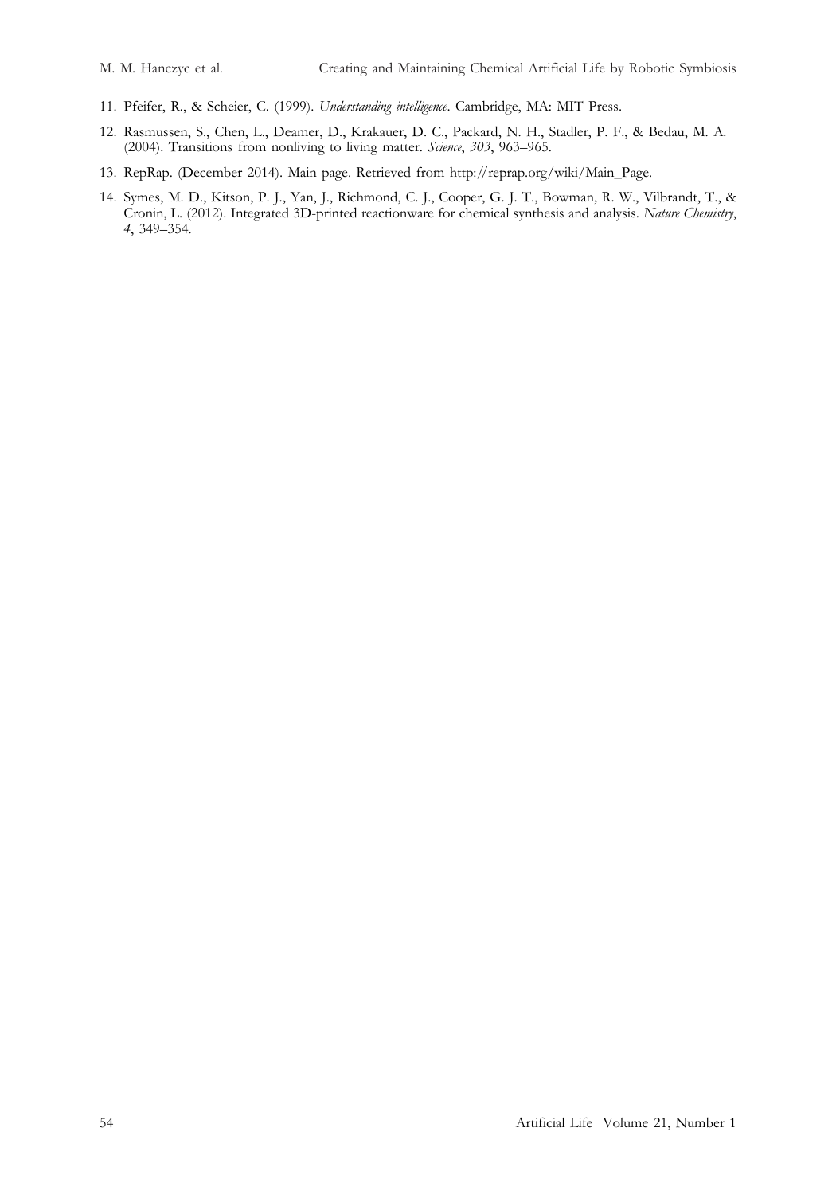11. Pfeifer, R., & Scheier, C. (1999). *Understanding intelligence*. Cambridge, MA: MIT Press.
12. Rasmussen, S., Chen, L., Deamer, D., Krakauer, D. C., Packard, N. H., Stadler, P. F., & Bedau, M. A. (2004). Transitions from nonliving to living matter. *Science*, *303*, 963–965.
13. RepRap. (December 2014). Main page. Retrieved from http://reprap.org/wiki/Main_Page.
14. Symes, M. D., Kitson, P. J., Yan, J., Richmond, C. J., Cooper, G. J. T., Bowman, R. W., Vilbrandt, T., & Cronin, L. (2012). Integrated 3D-printed reactionware for chemical synthesis and analysis. *Nature Chemistry*, *4*, 349–354.